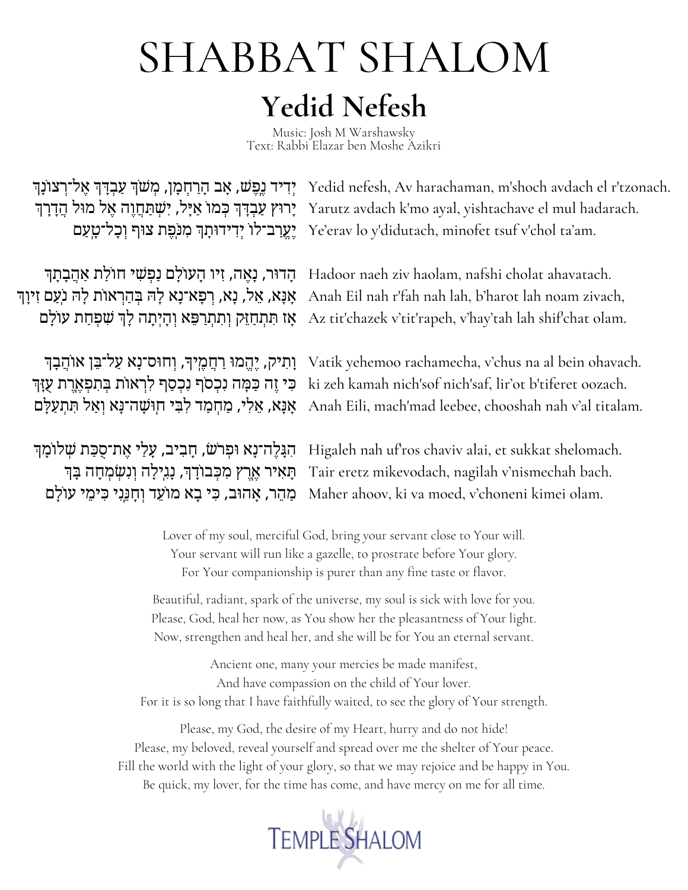# SHABBAT SHALOM

## Yedid Nefesh

Music: Josh M Warshawsky
Text: Rabbi Elazar ben Moshe Azikri

| | |
|---|---|
| יְדִיד נֶפֶשׁ, אָב הָרַחְמָן, מְשֹׁךְ עַבְדָּךְ אֶל־רְצוֹנָךְ | Yedid nefesh, Av harachaman, m'shoch avdach el r'tzonach. |
| יָרוּץ עַבְדָּךְ כְּמוֹ אַיָּל, יִשְׁתַּחֲוֶה אֶל מוּל הֲדָרָךְ | Yarutz avdach k'mo ayal, yishtachave el mul hadarach. |
| יֶעֱרַב־לוֹ יְדִידוּתָךְ מִנֹּפֶת צוּף וְכָל־טָעַם | Ye'erav lo y'didutach, minofet tsuf v'chol ta'am. |
| הָדוּר, נָאֶה, זִיו הָעוֹלָם נַפְשִׁי חוֹלַת אַהֲבָתָךְ | Hadoor naeh ziv haolam, nafshi cholat ahavatach. |
| אָנָּא, אֵל, נָא, רְפָא־נָא לָהּ בְּהַרְאוֹת לָהּ נֹעַם זִיוָךְ | Anah Eil nah r'fah nah lah, b'harot lah noam zivach, |
| אָז תִּתְחַזֵּק וְתִתְרַפֵּא וְהָיְתָה לָּךְ שִׁפְחַת עוֹלָם | Az tit'chazek v'tit'rapeh, v'hay'tah lah shif'chat olam. |
| וָתִיק, יֶהֱמוּ רַחֲמֶיךָ, וְחוּס־נָא עַל־בֵּן אוֹהֲבָךְ | Vatik yehemoo rachamecha, v'chus na al bein ohavach. |
| כִּי זֶה כַּמֶּה נִכְסֹף נִכְסַף, לִרְאוֹת בְּתִפְאֶרֶת עֻזָּךְ | ki zeh kamah nich'sof nich'saf, lir'ot b'tiferet oozach. |
| אָנָּא, אֵלִי, מַחְמַד לִבִּי חוּשָׁה־נָּא וְאַל תִּתְעַלָּם | Anah Eili, mach'mad leebee, chooshah nah v'al titalam. |
| הִגָּלֶה־נָא וּפְרֹשׂ, חָבִיב, עָלַי אֶת־סֻכַּת שְׁלוֹמָךְ | Higaleh nah uf'ros chaviv alai, et sukkat shelomach. |
| תָּאִיר אֶרֶץ מִכְּבוֹדָךְ, נָגִילָה וְנִשְׂמְחָה בָּךְ | Tair eretz mikevodach, nagilah v'nismechah bach. |
| מַהֵר, אָהוּב, כִּי בָא מוֹעֵד וְחָנֵּנִי כִּימֵי עוֹלָם | Maher ahoov, ki va moed, v'choneni kimei olam. |

Lover of my soul, merciful God, bring your servant close to Your will.
Your servant will run like a gazelle, to prostrate before Your glory.
For Your companionship is purer than any fine taste or flavor.

Beautiful, radiant, spark of the universe, my soul is sick with love for you.
Please, God, heal her now, as You show her the pleasantness of Your light.
Now, strengthen and heal her, and she will be for You an eternal servant.

Ancient one, many your mercies be made manifest,
And have compassion on the child of Your lover.
For it is so long that I have faithfully waited, to see the glory of Your strength.

Please, my God, the desire of my Heart, hurry and do not hide!
Please, my beloved, reveal yourself and spread over me the shelter of Your peace.
Fill the world with the light of your glory, so that we may rejoice and be happy in You.
Be quick, my lover, for the time has come, and have mercy on me for all time.

TEMPLE SHALOM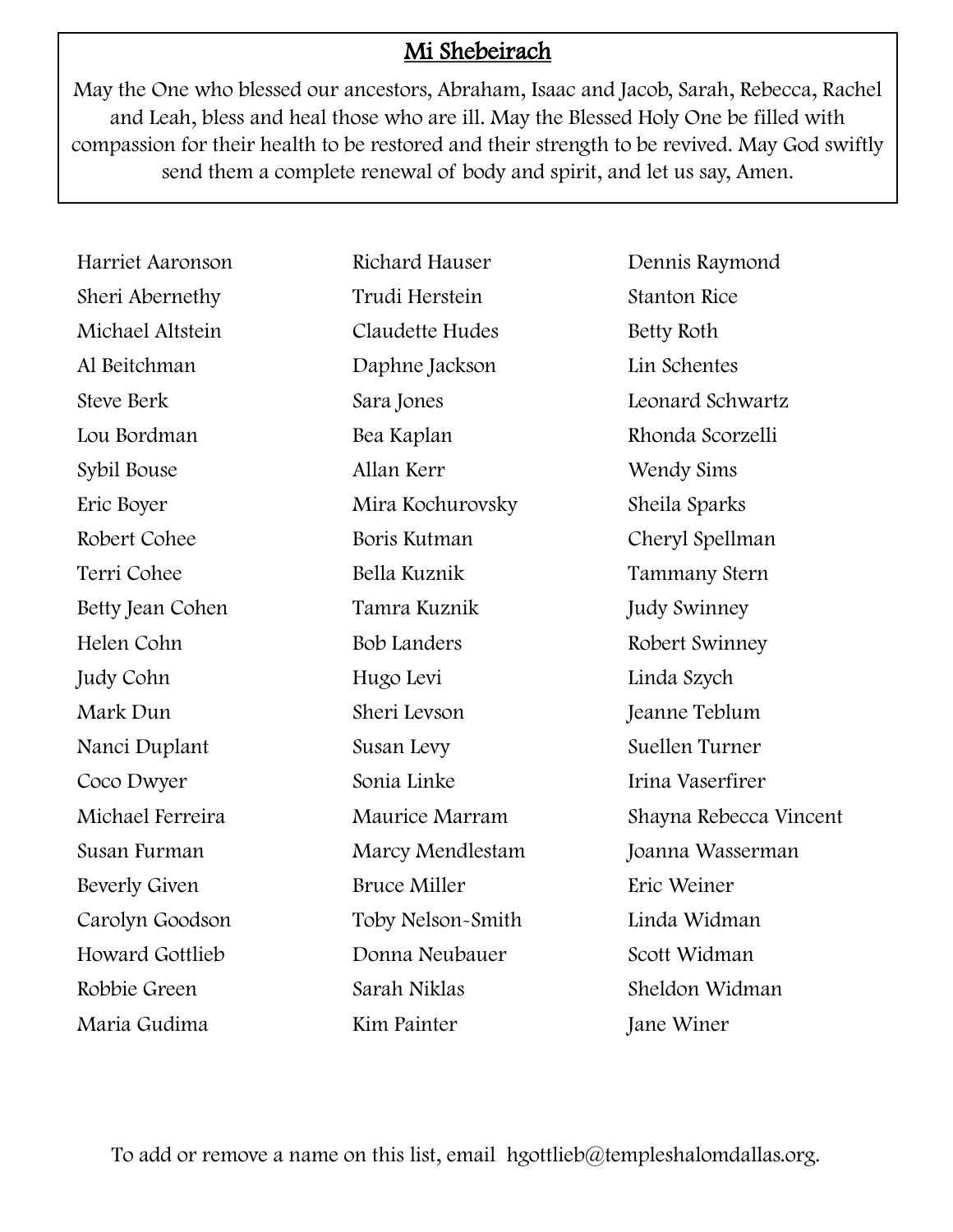## Mi Shebeirach

May the One who blessed our ancestors, Abraham, Isaac and Jacob, Sarah, Rebecca, Rachel and Leah, bless and heal those who are ill. May the Blessed Holy One be filled with compassion for their health to be restored and their strength to be revived. May God swiftly send them a complete renewal of body and spirit, and let us say, Amen.

Harriet Aaronson
Sheri Abernethy
Michael Altstein
Al Beitchman
Steve Berk
Lou Bordman
Sybil Bouse
Eric Boyer
Robert Cohee
Terri Cohee
Betty Jean Cohen
Helen Cohn
Judy Cohn
Mark Dun
Nanci Duplant
Coco Dwyer
Michael Ferreira
Susan Furman
Beverly Given
Carolyn Goodson
Howard Gottlieb
Robbie Green
Maria Gudima
Richard Hauser
Trudi Herstein
Claudette Hudes
Daphne Jackson
Sara Jones
Bea Kaplan
Allan Kerr
Mira Kochurovsky
Boris Kutman
Bella Kuznik
Tamra Kuznik
Bob Landers
Hugo Levi
Sheri Levson
Susan Levy
Sonia Linke
Maurice Marram
Marcy Mendlestam
Bruce Miller
Toby Nelson-Smith
Donna Neubauer
Sarah Niklas
Kim Painter
Dennis Raymond
Stanton Rice
Betty Roth
Lin Schentes
Leonard Schwartz
Rhonda Scorzelli
Wendy Sims
Sheila Sparks
Cheryl Spellman
Tammany Stern
Judy Swinney
Robert Swinney
Linda Szych
Jeanne Teblum
Suellen Turner
Irina Vaserfirer
Shayna Rebecca Vincent
Joanna Wasserman
Eric Weiner
Linda Widman
Scott Widman
Sheldon Widman
Jane Winer

To add or remove a name on this list, email hgottlieb@templeshalomdallas.org.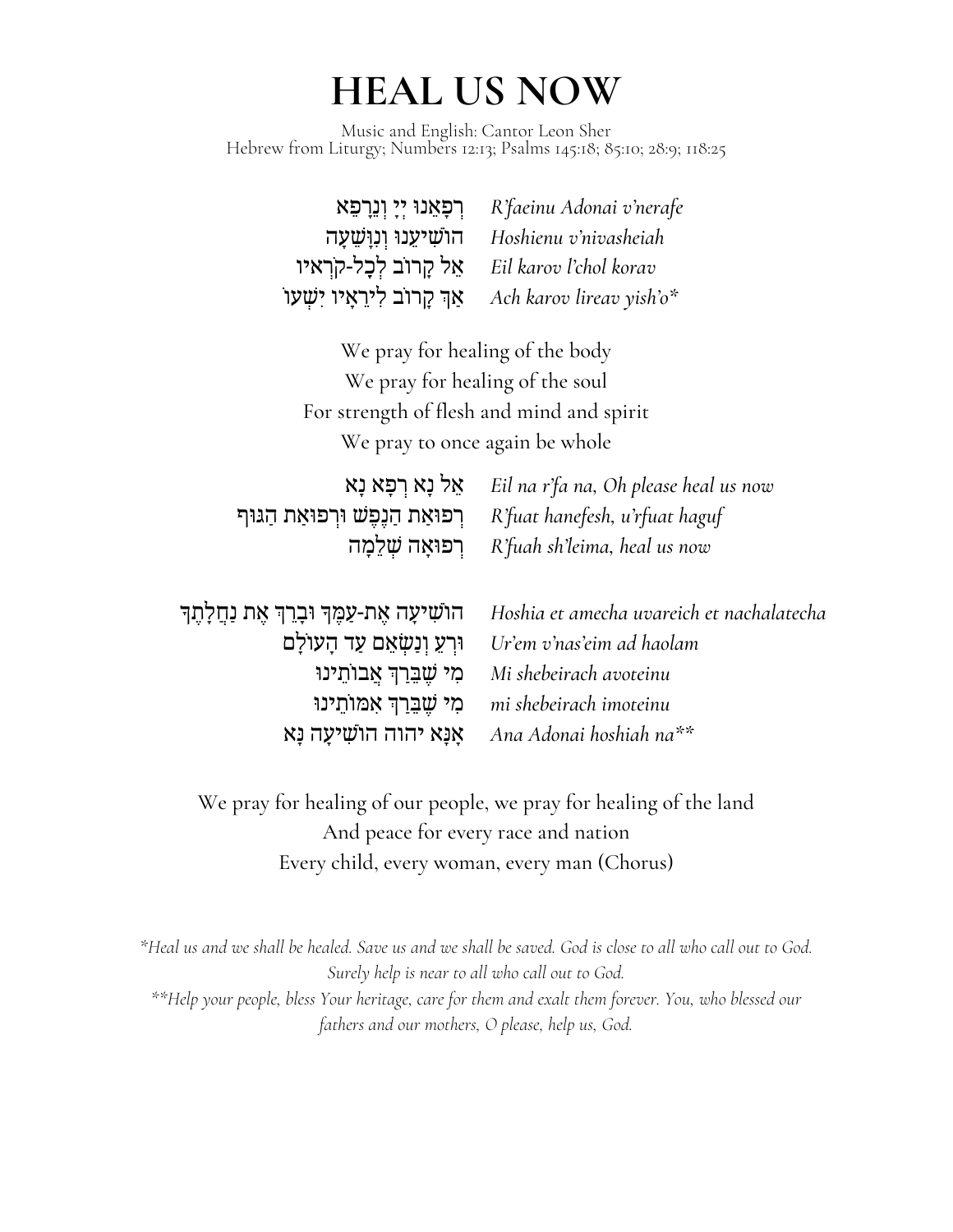# HEAL US NOW

Music and English: Cantor Leon Sher
Hebrew from Liturgy; Numbers 12:13; Psalms 145:18; 85:10; 28:9; 118:25

| | |
|---|---|
| רְפָאֵנוּ יְיָ וְנֵרָפֵא | *R'faeinu Adonai v'nerafe* |
| הוֹשִׁיעֵנוּ וְנִוָּשֵׁעָה | *Hoshienu v'nivasheiah* |
| אֵל קָרוֹב לְכָל-קֹרְאָיו | *Eil karov l'chol korav* |
| אַךְ קָרוֹב לִירֵאָיו יִשְׁעוֹ | *Ach karov lireav yish'o** |

We pray for healing of the body
We pray for healing of the soul
For strength of flesh and mind and spirit
We pray to once again be whole

| | |
|---|---|
| אֵל נָא רְפָא נָא | *Eil na r'fa na, Oh please heal us now* |
| רְפוּאַת הַנֶּפֶשׁ וּרְפוּאַת הַגּוּף | *R'fuat hanefesh, u'rfuat haguf* |
| רְפוּאָה שְׁלֵמָה | *R'fuah sh'leima, heal us now* |

| | |
|---|---|
| הוֹשִׁיעָה אֶת-עַמֶּךָ וּבָרֵךְ אֶת נַחֲלָתֶךָ | *Hoshia et amecha uvareich et nachalatecha* |
| וּרְעֵם וְנַשְּׂאֵם עַד הָעוֹלָם | *Ur'em v'nas'eim ad haolam* |
| מִי שֶׁבֵּרַךְ אֲבוֹתֵינוּ | *Mi shebeirach avoteinu* |
| מִי שֶׁבֵּרַךְ אִמּוֹתֵינוּ | *mi shebeirach imoteinu* |
| אָנָּא יהוה הוֹשִׁיעָה נָּא | *Ana Adonai hoshiah na*** |

We pray for healing of our people, we pray for healing of the land
And peace for every race and nation
Every child, every woman, every man (Chorus)

*\*Heal us and we shall be healed. Save us and we shall be saved. God is close to all who call out to God. Surely help is near to all who call out to God.*

*\*\*Help your people, bless Your heritage, care for them and exalt them forever. You, who blessed our fathers and our mothers, O please, help us, God.*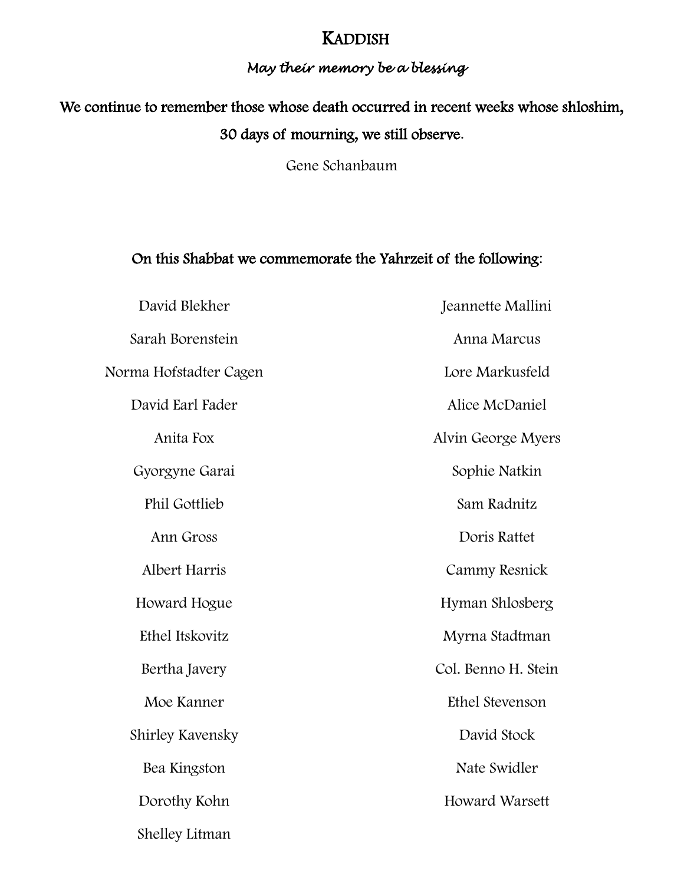# Kaddish

*May their memory be a blessing*

**We continue to remember those whose death occurred in recent weeks whose shloshim, 30 days of mourning, we still observe.**

Gene Schanbaum

**On this Shabbat we commemorate the Yahrzeit of the following:**

David Blekher

Sarah Borenstein

Norma Hofstadter Cagen

David Earl Fader

Anita Fox

Gyorgyne Garai

Phil Gottlieb

Ann Gross

Albert Harris

Howard Hogue

Ethel Itskovitz

Bertha Javery

Moe Kanner

Shirley Kavensky

Bea Kingston

Dorothy Kohn

Shelley Litman

Jeannette Mallini

Anna Marcus

Lore Markusfeld

Alice McDaniel

Alvin George Myers

Sophie Natkin

Sam Radnitz

Doris Rattet

Cammy Resnick

Hyman Shlosberg

Myrna Stadtman

Col. Benno H. Stein

Ethel Stevenson

David Stock

Nate Swidler

Howard Warsett